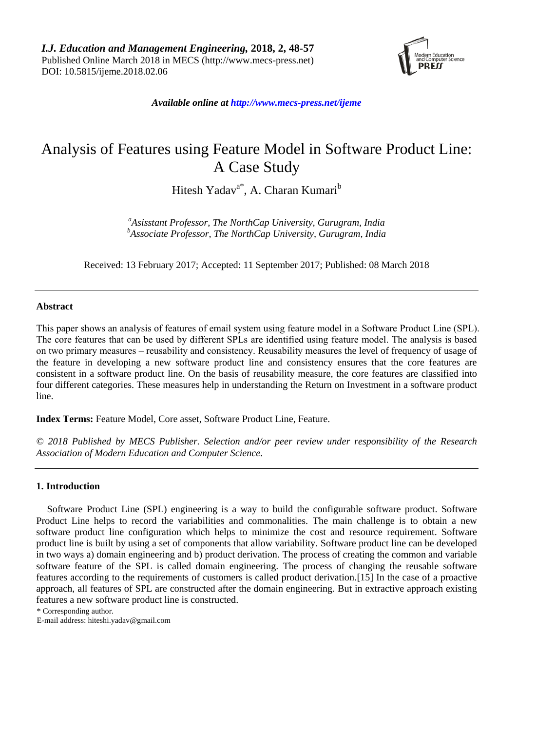# Analysis of Features using Feature Model in Software Product Line: A Case Study

Hitesh Yadav[a*], A. Charan Kumari[b]

[a]*Asisstant Professor, The NorthCap University, Gurugram, India*
[b]*Associate Professor, The NorthCap University, Gurugram, India*

Received: 13 February 2017; Accepted: 11 September 2017; Published: 08 March 2018

---

## Abstract

This paper shows an analysis of features of email system using feature model in a Software Product Line (SPL). The core features that can be used by different SPLs are identified using feature model. The analysis is based on two primary measures – reusability and consistency. Reusability measures the level of frequency of usage of the feature in developing a new software product line and consistency ensures that the core features are consistent in a software product line. On the basis of reusability measure, the core features are classified into four different categories. These measures help in understanding the Return on Investment in a software product line.

**Index Terms:** Feature Model, Core asset, Software Product Line, Feature.

*© 2018 Published by MECS Publisher. Selection and/or peer review under responsibility of the Research Association of Modern Education and Computer Science.*

---

## 1. Introduction

Software Product Line (SPL) engineering is a way to build the configurable software product. Software Product Line helps to record the variabilities and commonalities. The main challenge is to obtain a new software product line configuration which helps to minimize the cost and resource requirement. Software product line is built by using a set of components that allow variability. Software product line can be developed in two ways a) domain engineering and b) product derivation. The process of creating the common and variable software feature of the SPL is called domain engineering. The process of changing the reusable software features according to the requirements of customers is called product derivation.[15] In the case of a proactive approach, all features of SPL are constructed after the domain engineering. But in extractive approach existing features a new software product line is constructed.

\* Corresponding author.
E-mail address: hiteshi.yadav@gmail.com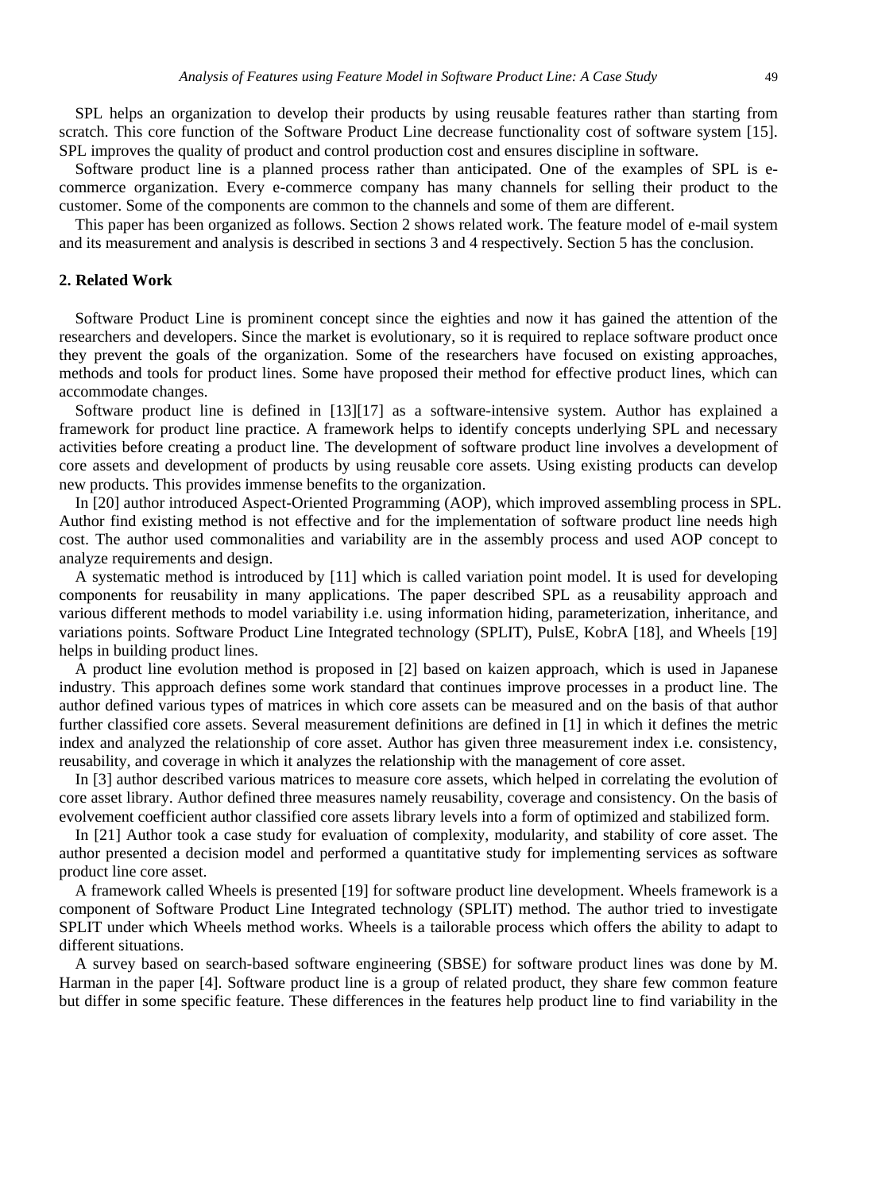SPL helps an organization to develop their products by using reusable features rather than starting from scratch. This core function of the Software Product Line decrease functionality cost of software system [15]. SPL improves the quality of product and control production cost and ensures discipline in software.

Software product line is a planned process rather than anticipated. One of the examples of SPL is e-commerce organization. Every e-commerce company has many channels for selling their product to the customer. Some of the components are common to the channels and some of them are different.

This paper has been organized as follows. Section 2 shows related work. The feature model of e-mail system and its measurement and analysis is described in sections 3 and 4 respectively. Section 5 has the conclusion.

## 2. Related Work

Software Product Line is prominent concept since the eighties and now it has gained the attention of the researchers and developers. Since the market is evolutionary, so it is required to replace software product once they prevent the goals of the organization. Some of the researchers have focused on existing approaches, methods and tools for product lines. Some have proposed their method for effective product lines, which can accommodate changes.

Software product line is defined in [13][17] as a software-intensive system. Author has explained a framework for product line practice. A framework helps to identify concepts underlying SPL and necessary activities before creating a product line. The development of software product line involves a development of core assets and development of products by using reusable core assets. Using existing products can develop new products. This provides immense benefits to the organization.

In [20] author introduced Aspect-Oriented Programming (AOP), which improved assembling process in SPL. Author find existing method is not effective and for the implementation of software product line needs high cost. The author used commonalities and variability are in the assembly process and used AOP concept to analyze requirements and design.

A systematic method is introduced by [11] which is called variation point model. It is used for developing components for reusability in many applications. The paper described SPL as a reusability approach and various different methods to model variability i.e. using information hiding, parameterization, inheritance, and variations points. Software Product Line Integrated technology (SPLIT), PulsE, KobrA [18], and Wheels [19] helps in building product lines.

A product line evolution method is proposed in [2] based on kaizen approach, which is used in Japanese industry. This approach defines some work standard that continues improve processes in a product line. The author defined various types of matrices in which core assets can be measured and on the basis of that author further classified core assets. Several measurement definitions are defined in [1] in which it defines the metric index and analyzed the relationship of core asset. Author has given three measurement index i.e. consistency, reusability, and coverage in which it analyzes the relationship with the management of core asset.

In [3] author described various matrices to measure core assets, which helped in correlating the evolution of core asset library. Author defined three measures namely reusability, coverage and consistency. On the basis of evolvement coefficient author classified core assets library levels into a form of optimized and stabilized form.

In [21] Author took a case study for evaluation of complexity, modularity, and stability of core asset. The author presented a decision model and performed a quantitative study for implementing services as software product line core asset.

A framework called Wheels is presented [19] for software product line development. Wheels framework is a component of Software Product Line Integrated technology (SPLIT) method. The author tried to investigate SPLIT under which Wheels method works. Wheels is a tailorable process which offers the ability to adapt to different situations.

A survey based on search-based software engineering (SBSE) for software product lines was done by M. Harman in the paper [4]. Software product line is a group of related product, they share few common feature but differ in some specific feature. These differences in the features help product line to find variability in the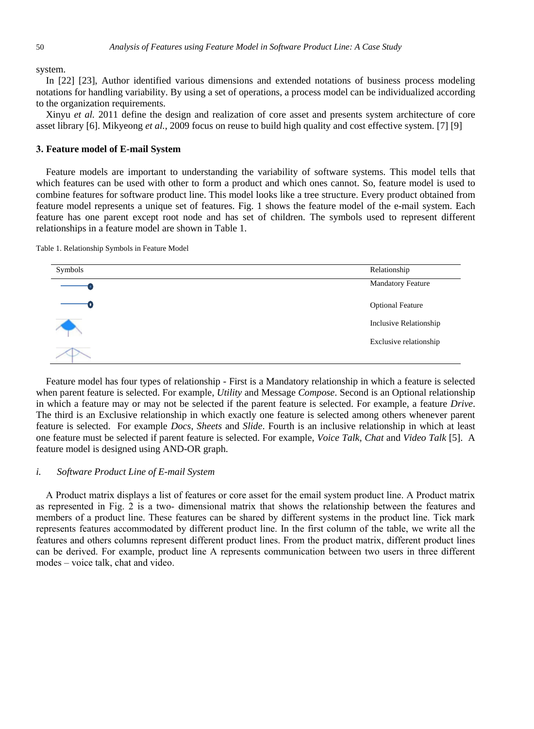system.

In [22] [23], Author identified various dimensions and extended notations of business process modeling notations for handling variability. By using a set of operations, a process model can be individualized according to the organization requirements.

Xinyu *et al.* 2011 define the design and realization of core asset and presents system architecture of core asset library [6]. Mikyeong *et al.*, 2009 focus on reuse to build high quality and cost effective system. [7] [9]

### 3. Feature model of E-mail System

Feature models are important to understanding the variability of software systems. This model tells that which features can be used with other to form a product and which ones cannot. So, feature model is used to combine features for software product line. This model looks like a tree structure. Every product obtained from feature model represents a unique set of features. Fig. 1 shows the feature model of the e-mail system. Each feature has one parent except root node and has set of children. The symbols used to represent different relationships in a feature model are shown in Table 1.

Table 1. Relationship Symbols in Feature Model

| Symbols | Relationship |
|---|---|
| | Mandatory Feature |
| | Optional Feature |
| | Inclusive Relationship |
| | Exclusive relationship |

Feature model has four types of relationship - First is a Mandatory relationship in which a feature is selected when parent feature is selected. For example, *Utility* and Message *Compose*. Second is an Optional relationship in which a feature may or may not be selected if the parent feature is selected. For example, a feature *Drive*. The third is an Exclusive relationship in which exactly one feature is selected among others whenever parent feature is selected. For example *Docs*, *Sheets* and *Slide*. Fourth is an inclusive relationship in which at least one feature must be selected if parent feature is selected. For example, *Voice Talk*, *Chat* and *Video Talk* [5]. A feature model is designed using AND-OR graph.

#### *i. Software Product Line of E-mail System*

A Product matrix displays a list of features or core asset for the email system product line. A Product matrix as represented in Fig. 2 is a two- dimensional matrix that shows the relationship between the features and members of a product line. These features can be shared by different systems in the product line. Tick mark represents features accommodated by different product line. In the first column of the table, we write all the features and others columns represent different product lines. From the product matrix, different product lines can be derived. For example, product line A represents communication between two users in three different modes – voice talk, chat and video.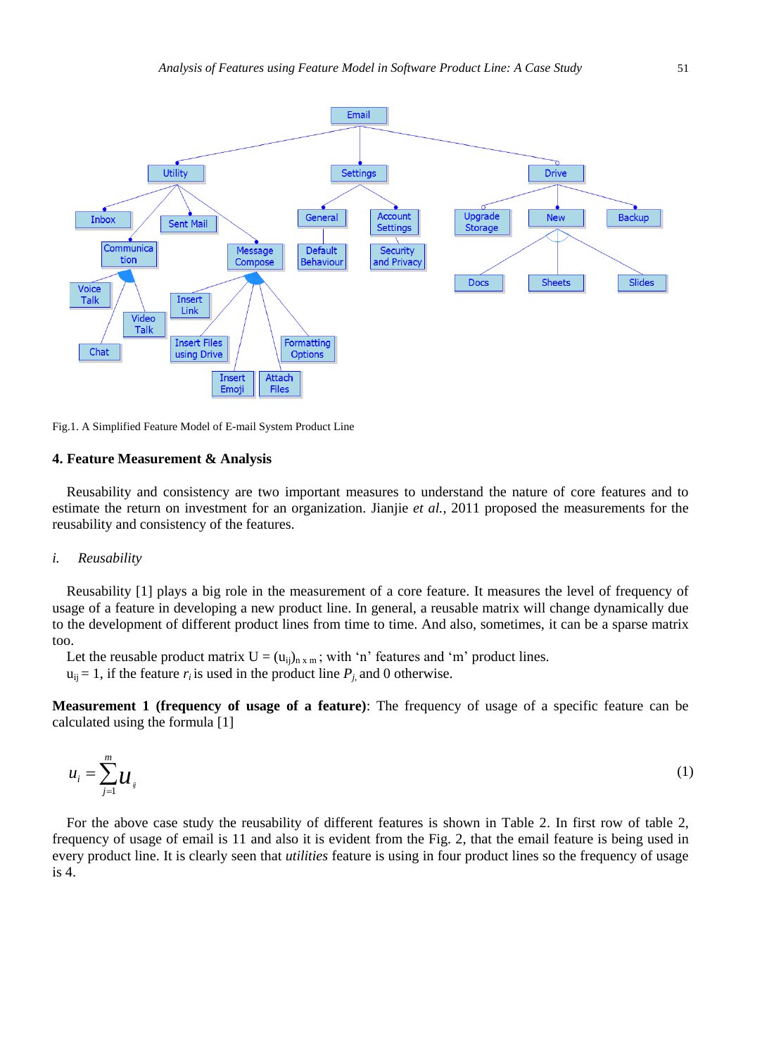Fig.1. A Simplified Feature Model of E-mail System Product Line

## 4. Feature Measurement & Analysis

Reusability and consistency are two important measures to understand the nature of core features and to estimate the return on investment for an organization. Jianjie *et al.*, 2011 proposed the measurements for the reusability and consistency of the features.

### *i. Reusability*

Reusability [1] plays a big role in the measurement of a core feature. It measures the level of frequency of usage of a feature in developing a new product line. In general, a reusable matrix will change dynamically due to the development of different product lines from time to time. And also, sometimes, it can be a sparse matrix too.

Let the reusable product matrix $U = (u_{ij})_{n \times m}$; with 'n' features and 'm' product lines.

$u_{ij} = 1$, if the feature $r_i$ is used in the product line $P_j$, and 0 otherwise.

**Measurement 1 (frequency of usage of a feature)**: The frequency of usage of a specific feature can be calculated using the formula [1]

$$u_i = \sum_{j=1}^{m} u_{ij} \tag{1}$$

For the above case study the reusability of different features is shown in Table 2. In first row of table 2, frequency of usage of email is 11 and also it is evident from the Fig. 2, that the email feature is being used in every product line. It is clearly seen that *utilities* feature is using in four product lines so the frequency of usage is 4.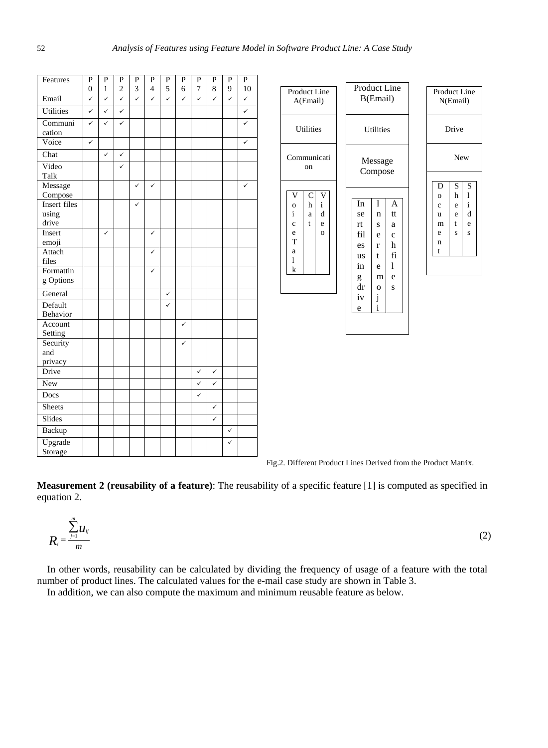| Features | P0 | P1 | P2 | P3 | P4 | P5 | P6 | P7 | P8 | P9 | P10 |
|---|---|---|---|---|---|---|---|---|---|---|---|
| Email | ✓ | ✓ | ✓ | ✓ | ✓ | ✓ | ✓ | ✓ | ✓ | ✓ | ✓ |
| Utilities | ✓ | ✓ | ✓ | | | | | | | | ✓ |
| Communication | ✓ | ✓ | ✓ | | | | | | | | ✓ |
| Voice | ✓ | | | | | | | | | | ✓ |
| Chat | | ✓ | ✓ | | | | | | | | |
| Video Talk | | | ✓ | | | | | | | | |
| Message Compose | | | | ✓ | ✓ | | | | | | ✓ |
| Insert files using drive | | | | ✓ | | | | | | | |
| Insert emoji | | ✓ | | | ✓ | | | | | | |
| Attach files | | | | | ✓ | | | | | | |
| Formatting Options | | | | | ✓ | | | | | | |
| General | | | | | | ✓ | | | | | |
| Default Behavior | | | | | | ✓ | | | | | |
| Account Setting | | | | | | | ✓ | | | | |
| Security and privacy | | | | | | | ✓ | | | | |
| Drive | | | | | | | | ✓ | ✓ | | |
| New | | | | | | | | ✓ | ✓ | | |
| Docs | | | | | | | | ✓ | | | |
| Sheets | | | | | | | | | ✓ | | |
| Slides | | | | | | | | | ✓ | | |
| Backup | | | | | | | | | | ✓ | |
| Upgrade Storage | | | | | | | | | | ✓ | |

| Product Line A(Email) |
|---|
| Utilities |
| Communication |
| Voice Talk \| Chat \| Video |

| Product Line B(Email) |
|---|
| Utilities |
| Message Compose |
| Insert files using drive \| Insert emoji \| Attach files |

| Product Line N(Email) |
|---|
| Drive |
| New |
| Document \| Sheets \| Slides |

Fig.2. Different Product Lines Derived from the Product Matrix.

**Measurement 2 (reusability of a feature)**: The reusability of a specific feature [1] is computed as specified in equation 2.

$$R_i = \frac{\sum_{j=1}^{m} u_{ij}}{m} \tag{2}$$

In other words, reusability can be calculated by dividing the frequency of usage of a feature with the total number of product lines. The calculated values for the e-mail case study are shown in Table 3.

In addition, we can also compute the maximum and minimum reusable feature as below.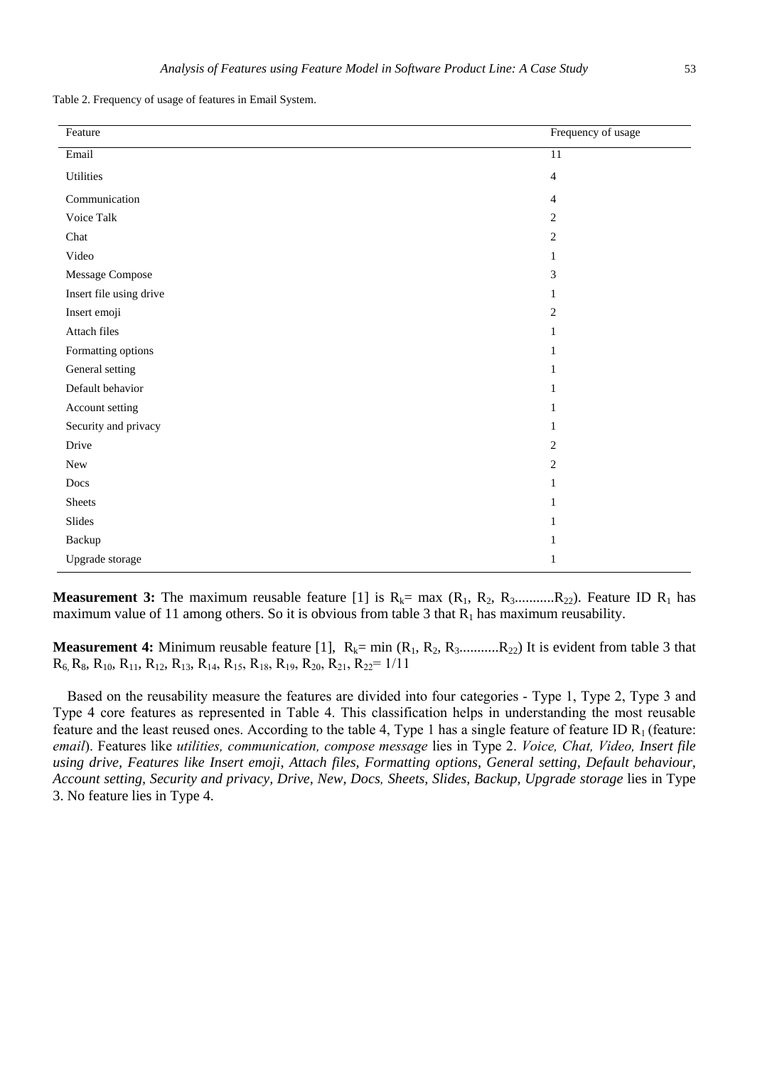Table 2. Frequency of usage of features in Email System.

| Feature | Frequency of usage |
| --- | --- |
| Email | 11 |
| Utilities | 4 |
| Communication | 4 |
| Voice Talk | 2 |
| Chat | 2 |
| Video | 1 |
| Message Compose | 3 |
| Insert file using drive | 1 |
| Insert emoji | 2 |
| Attach files | 1 |
| Formatting options | 1 |
| General setting | 1 |
| Default behavior | 1 |
| Account setting | 1 |
| Security and privacy | 1 |
| Drive | 2 |
| New | 2 |
| Docs | 1 |
| Sheets | 1 |
| Slides | 1 |
| Backup | 1 |
| Upgrade storage | 1 |

**Measurement 3:** The maximum reusable feature [1] is $R_k$= max ($R_1$, $R_2$, $R_3$...........$R_{22}$). Feature ID $R_1$ has maximum value of 11 among others. So it is obvious from table 3 that $R_1$ has maximum reusability.

**Measurement 4:** Minimum reusable feature [1], $R_k$= min ($R_1$, $R_2$, $R_3$...........$R_{22}$) It is evident from table 3 that $R_6$, $R_8$, $R_{10}$, $R_{11}$, $R_{12}$, $R_{13}$, $R_{14}$, $R_{15}$, $R_{18}$, $R_{19}$, $R_{20}$, $R_{21}$, $R_{22}$= 1/11

Based on the reusability measure the features are divided into four categories - Type 1, Type 2, Type 3 and Type 4 core features as represented in Table 4. This classification helps in understanding the most reusable feature and the least reused ones. According to the table 4, Type 1 has a single feature of feature ID $R_1$ (feature: *email*). Features like *utilities, communication, compose message* lies in Type 2. *Voice, Chat, Video, Insert file using drive, Features like Insert emoji, Attach files, Formatting options, General setting, Default behaviour, Account setting, Security and privacy, Drive, New, Docs, Sheets, Slides, Backup, Upgrade storage* lies in Type 3. No feature lies in Type 4.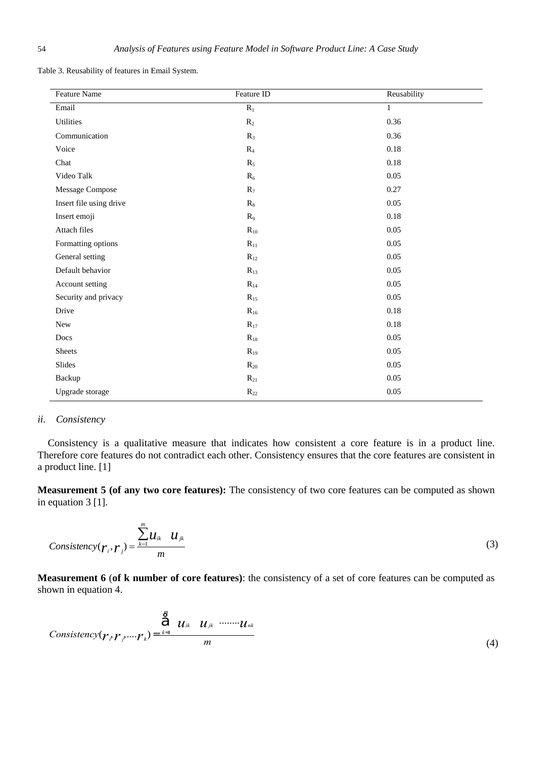Table 3. Reusability of features in Email System.

| Feature Name | Feature ID | Reusability |
|---|---|---|
| Email | $R_1$ | 1 |
| Utilities | $R_2$ | 0.36 |
| Communication | $R_3$ | 0.36 |
| Voice | $R_4$ | 0.18 |
| Chat | $R_5$ | 0.18 |
| Video Talk | $R_6$ | 0.05 |
| Message Compose | $R_7$ | 0.27 |
| Insert file using drive | $R_8$ | 0.05 |
| Insert emoji | $R_9$ | 0.18 |
| Attach files | $R_{10}$ | 0.05 |
| Formatting options | $R_{11}$ | 0.05 |
| General setting | $R_{12}$ | 0.05 |
| Default behavior | $R_{13}$ | 0.05 |
| Account setting | $R_{14}$ | 0.05 |
| Security and privacy | $R_{15}$ | 0.05 |
| Drive | $R_{16}$ | 0.18 |
| New | $R_{17}$ | 0.18 |
| Docs | $R_{18}$ | 0.05 |
| Sheets | $R_{19}$ | 0.05 |
| Slides | $R_{20}$ | 0.05 |
| Backup | $R_{21}$ | 0.05 |
| Upgrade storage | $R_{22}$ | 0.05 |

*ii. Consistency*

Consistency is a qualitative measure that indicates how consistent a core feature is in a product line. Therefore core features do not contradict each other. Consistency ensures that the core features are consistent in a product line. [1]

**Measurement 5 (of any two core features):** The consistency of two core features can be computed as shown in equation 3 [1].

$$Consistency(r_i, r_j) = \frac{\sum_{k=1}^{m} u_{ik} \quad u_{jk}}{m} \tag{3}$$

**Measurement 6** (**of k number of core features)**: the consistency of a set of core features can be computed as shown in equation 4.

$$Consistency(r_i, r_j, \dots r_k) = \frac{\sum_{k=1}^{m} u_{ik} \quad u_{jk} \quad \cdots\cdots u_{nk}}{m} \tag{4}$$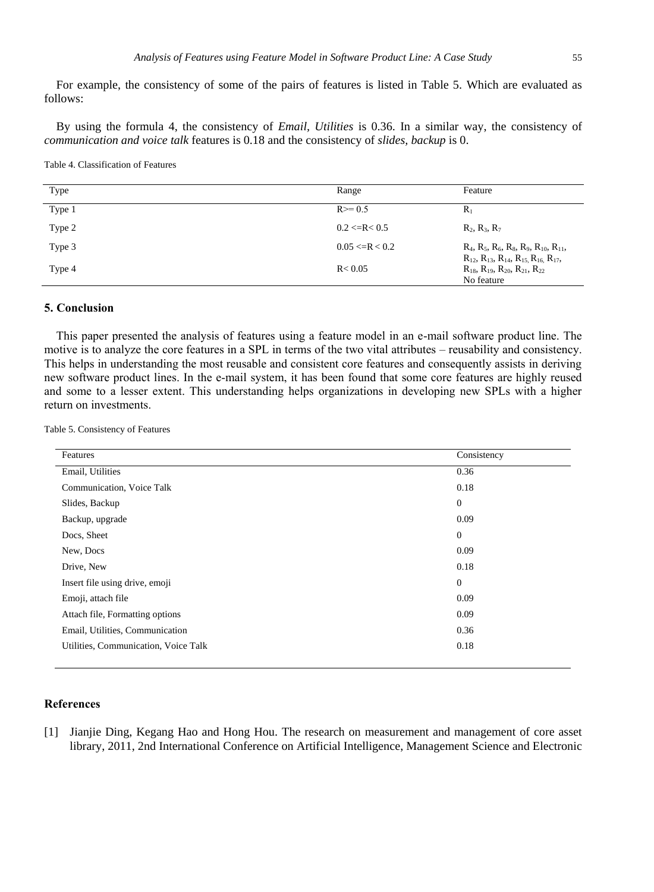For example, the consistency of some of the pairs of features is listed in Table 5. Which are evaluated as follows:

By using the formula 4, the consistency of *Email, Utilities* is 0.36. In a similar way, the consistency of *communication and voice talk* features is 0.18 and the consistency of *slides*, *backup* is 0.

Table 4. Classification of Features

| Type | Range | Feature |
|---|---|---|
| Type 1 | R>= 0.5 | $R_1$ |
| Type 2 | 0.2 <=R< 0.5 | $R_2$, $R_3$, $R_7$ |
| Type 3 | 0.05 <=R < 0.2 | $R_4$, $R_5$, $R_6$, $R_8$, $R_9$, $R_{10}$, $R_{11}$, $R_{12}$, $R_{13}$, $R_{14}$, $R_{15}$, $R_{16}$, $R_{17}$, $R_{18}$, $R_{19}$, $R_{20}$, $R_{21}$, $R_{22}$ |
| Type 4 | R< 0.05 | No feature |

## 5. Conclusion

This paper presented the analysis of features using a feature model in an e-mail software product line. The motive is to analyze the core features in a SPL in terms of the two vital attributes – reusability and consistency. This helps in understanding the most reusable and consistent core features and consequently assists in deriving new software product lines. In the e-mail system, it has been found that some core features are highly reused and some to a lesser extent. This understanding helps organizations in developing new SPLs with a higher return on investments.

Table 5. Consistency of Features

| Features | Consistency |
|---|---|
| Email, Utilities | 0.36 |
| Communication, Voice Talk | 0.18 |
| Slides, Backup | 0 |
| Backup, upgrade | 0.09 |
| Docs, Sheet | 0 |
| New, Docs | 0.09 |
| Drive, New | 0.18 |
| Insert file using drive, emoji | 0 |
| Emoji, attach file | 0.09 |
| Attach file, Formatting options | 0.09 |
| Email, Utilities, Communication | 0.36 |
| Utilities, Communication, Voice Talk | 0.18 |

## References

[1] Jianjie Ding, Kegang Hao and Hong Hou. The research on measurement and management of core asset library, 2011, 2nd International Conference on Artificial Intelligence, Management Science and Electronic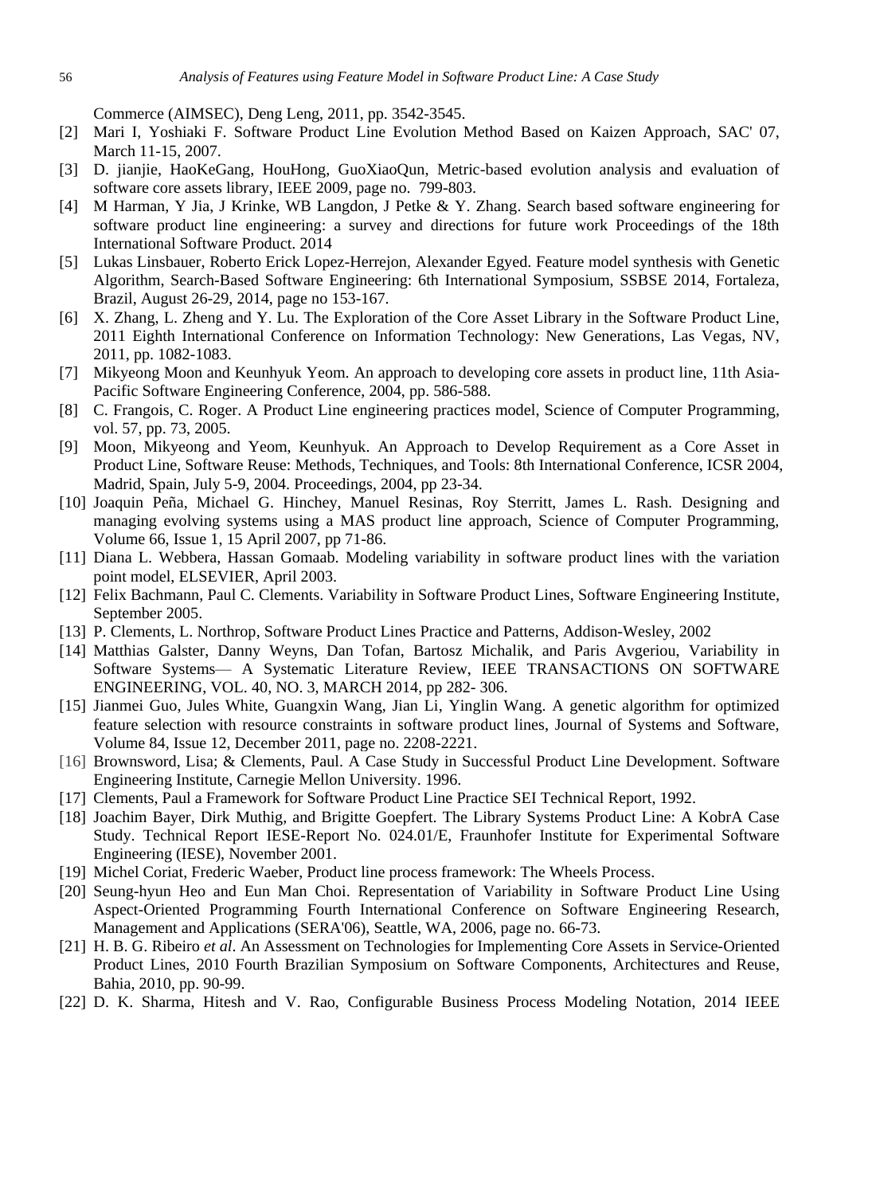Commerce (AIMSEC), Deng Leng, 2011, pp. 3542-3545.

[2] Mari I, Yoshiaki F. Software Product Line Evolution Method Based on Kaizen Approach, SAC' 07, March 11-15, 2007.

[3] D. jianjie, HaoKeGang, HouHong, GuoXiaoQun, Metric-based evolution analysis and evaluation of software core assets library, IEEE 2009, page no. 799-803.

[4] M Harman, Y Jia, J Krinke, WB Langdon, J Petke & Y. Zhang. Search based software engineering for software product line engineering: a survey and directions for future work Proceedings of the 18th International Software Product. 2014

[5] Lukas Linsbauer, Roberto Erick Lopez-Herrejon, Alexander Egyed. Feature model synthesis with Genetic Algorithm, Search-Based Software Engineering: 6th International Symposium, SSBSE 2014, Fortaleza, Brazil, August 26-29, 2014, page no 153-167.

[6] X. Zhang, L. Zheng and Y. Lu. The Exploration of the Core Asset Library in the Software Product Line, 2011 Eighth International Conference on Information Technology: New Generations, Las Vegas, NV, 2011, pp. 1082-1083.

[7] Mikyeong Moon and Keunhyuk Yeom. An approach to developing core assets in product line, 11th Asia-Pacific Software Engineering Conference, 2004, pp. 586-588.

[8] C. Frangois, C. Roger. A Product Line engineering practices model, Science of Computer Programming, vol. 57, pp. 73, 2005.

[9] Moon, Mikyeong and Yeom, Keunhyuk. An Approach to Develop Requirement as a Core Asset in Product Line, Software Reuse: Methods, Techniques, and Tools: 8th International Conference, ICSR 2004, Madrid, Spain, July 5-9, 2004. Proceedings, 2004, pp 23-34.

[10] Joaquin Peña, Michael G. Hinchey, Manuel Resinas, Roy Sterritt, James L. Rash. Designing and managing evolving systems using a MAS product line approach, Science of Computer Programming, Volume 66, Issue 1, 15 April 2007, pp 71-86.

[11] Diana L. Webbera, Hassan Gomaab. Modeling variability in software product lines with the variation point model, ELSEVIER, April 2003.

[12] Felix Bachmann, Paul C. Clements. Variability in Software Product Lines, Software Engineering Institute, September 2005.

[13] P. Clements, L. Northrop, Software Product Lines Practice and Patterns, Addison-Wesley, 2002

[14] Matthias Galster, Danny Weyns, Dan Tofan, Bartosz Michalik, and Paris Avgeriou, Variability in Software Systems— A Systematic Literature Review, IEEE TRANSACTIONS ON SOFTWARE ENGINEERING, VOL. 40, NO. 3, MARCH 2014, pp 282- 306.

[15] Jianmei Guo, Jules White, Guangxin Wang, Jian Li, Yinglin Wang. A genetic algorithm for optimized feature selection with resource constraints in software product lines, Journal of Systems and Software, Volume 84, Issue 12, December 2011, page no. 2208-2221.

[16] Brownsword, Lisa; & Clements, Paul. A Case Study in Successful Product Line Development. Software Engineering Institute, Carnegie Mellon University. 1996.

[17] Clements, Paul a Framework for Software Product Line Practice SEI Technical Report, 1992.

[18] Joachim Bayer, Dirk Muthig, and Brigitte Goepfert. The Library Systems Product Line: A KobrA Case Study. Technical Report IESE-Report No. 024.01/E, Fraunhofer Institute for Experimental Software Engineering (IESE), November 2001.

[19] Michel Coriat, Frederic Waeber, Product line process framework: The Wheels Process.

[20] Seung-hyun Heo and Eun Man Choi. Representation of Variability in Software Product Line Using Aspect-Oriented Programming Fourth International Conference on Software Engineering Research, Management and Applications (SERA'06), Seattle, WA, 2006, page no. 66-73.

[21] H. B. G. Ribeiro *et al*. An Assessment on Technologies for Implementing Core Assets in Service-Oriented Product Lines, 2010 Fourth Brazilian Symposium on Software Components, Architectures and Reuse, Bahia, 2010, pp. 90-99.

[22] D. K. Sharma, Hitesh and V. Rao, Configurable Business Process Modeling Notation, 2014 IEEE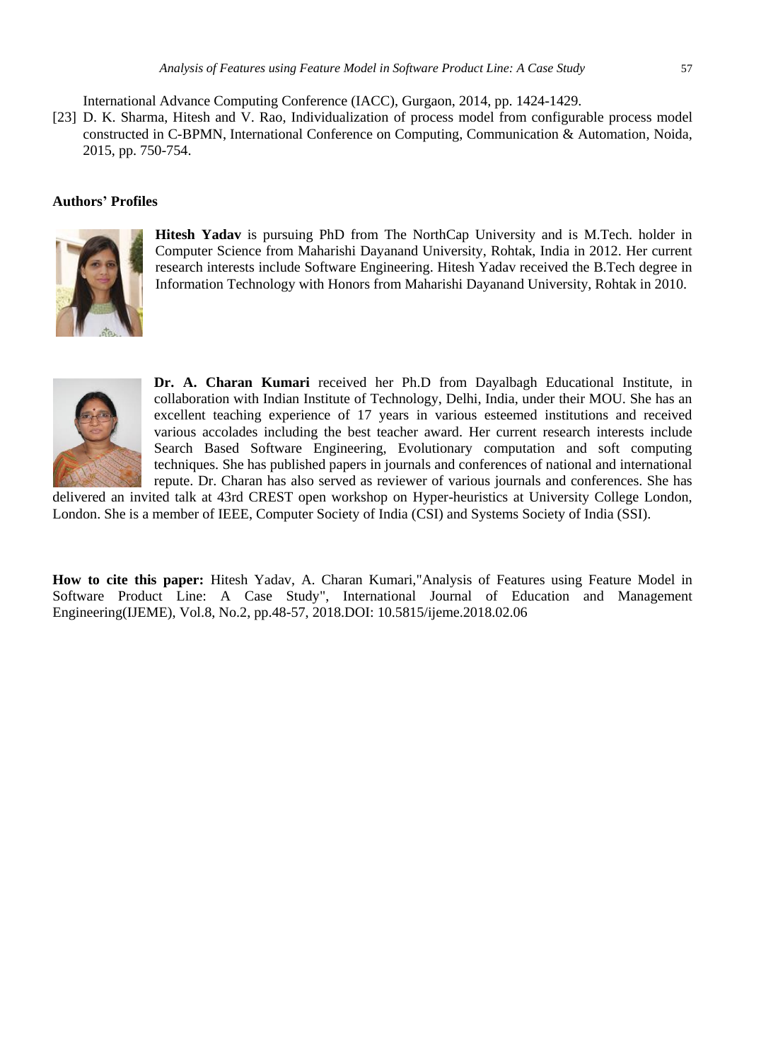International Advance Computing Conference (IACC), Gurgaon, 2014, pp. 1424-1429.

[23] D. K. Sharma, Hitesh and V. Rao, Individualization of process model from configurable process model constructed in C-BPMN, International Conference on Computing, Communication & Automation, Noida, 2015, pp. 750-754.

**Authors' Profiles**

**Hitesh Yadav** is pursuing PhD from The NorthCap University and is M.Tech. holder in Computer Science from Maharishi Dayanand University, Rohtak, India in 2012. Her current research interests include Software Engineering. Hitesh Yadav received the B.Tech degree in Information Technology with Honors from Maharishi Dayanand University, Rohtak in 2010.

**Dr. A. Charan Kumari** received her Ph.D from Dayalbagh Educational Institute, in collaboration with Indian Institute of Technology, Delhi, India, under their MOU. She has an excellent teaching experience of 17 years in various esteemed institutions and received various accolades including the best teacher award. Her current research interests include Search Based Software Engineering, Evolutionary computation and soft computing techniques. She has published papers in journals and conferences of national and international repute. Dr. Charan has also served as reviewer of various journals and conferences. She has delivered an invited talk at 43rd CREST open workshop on Hyper-heuristics at University College London, London. She is a member of IEEE, Computer Society of India (CSI) and Systems Society of India (SSI).

**How to cite this paper:** Hitesh Yadav, A. Charan Kumari,"Analysis of Features using Feature Model in Software Product Line: A Case Study", International Journal of Education and Management Engineering(IJEME), Vol.8, No.2, pp.48-57, 2018.DOI: 10.5815/ijeme.2018.02.06